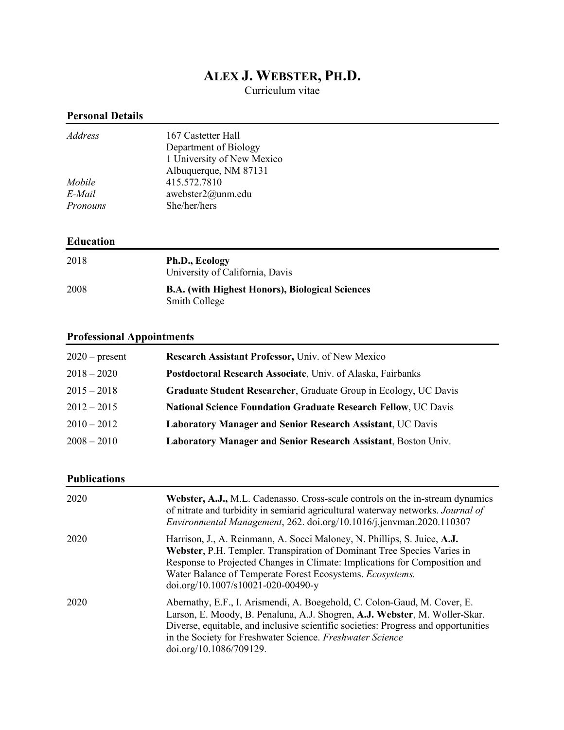# Alex J. Webster, Ph.D.

Curriculum vitae

## Personal Details

| | |
|---|---|
| *Address* | 167 Castetter Hall<br>Department of Biology<br>1 University of New Mexico<br>Albuquerque, NM 87131 |
| *Mobile* | 415.572.7810 |
| *E-Mail* | awebster2@unm.edu |
| *Pronouns* | She/her/hers |

## Education

| | |
|---|---|
| 2018 | **Ph.D., Ecology**<br>University of California, Davis |
| 2008 | **B.A. (with Highest Honors), Biological Sciences**<br>Smith College |

## Professional Appointments

| | |
|---|---|
| 2020 – present | **Research Assistant Professor,** Univ. of New Mexico |
| 2018 – 2020 | **Postdoctoral Research Associate**, Univ. of Alaska, Fairbanks |
| 2015 – 2018 | **Graduate Student Researcher**, Graduate Group in Ecology, UC Davis |
| 2012 – 2015 | **National Science Foundation Graduate Research Fellow**, UC Davis |
| 2010 – 2012 | **Laboratory Manager and Senior Research Assistant**, UC Davis |
| 2008 – 2010 | **Laboratory Manager and Senior Research Assistant**, Boston Univ. |

## Publications

| | |
|---|---|
| 2020 | **Webster, A.J.,** M.L. Cadenasso. Cross-scale controls on the in-stream dynamics of nitrate and turbidity in semiarid agricultural waterway networks. *Journal of Environmental Management*, 262. doi.org/10.1016/j.jenvman.2020.110307 |
| 2020 | Harrison, J., A. Reinmann, A. Socci Maloney, N. Phillips, S. Juice, **A.J. Webster**, P.H. Templer. Transpiration of Dominant Tree Species Varies in Response to Projected Changes in Climate: Implications for Composition and Water Balance of Temperate Forest Ecosystems. *Ecosystems.* doi.org/10.1007/s10021-020-00490-y |
| 2020 | Abernathy, E.F., I. Arismendi, A. Boegehold, C. Colon-Gaud, M. Cover, E. Larson, E. Moody, B. Penaluna, A.J. Shogren, **A.J. Webster**, M. Woller-Skar. Diverse, equitable, and inclusive scientific societies: Progress and opportunities in the Society for Freshwater Science. *Freshwater Science* doi.org/10.1086/709129. |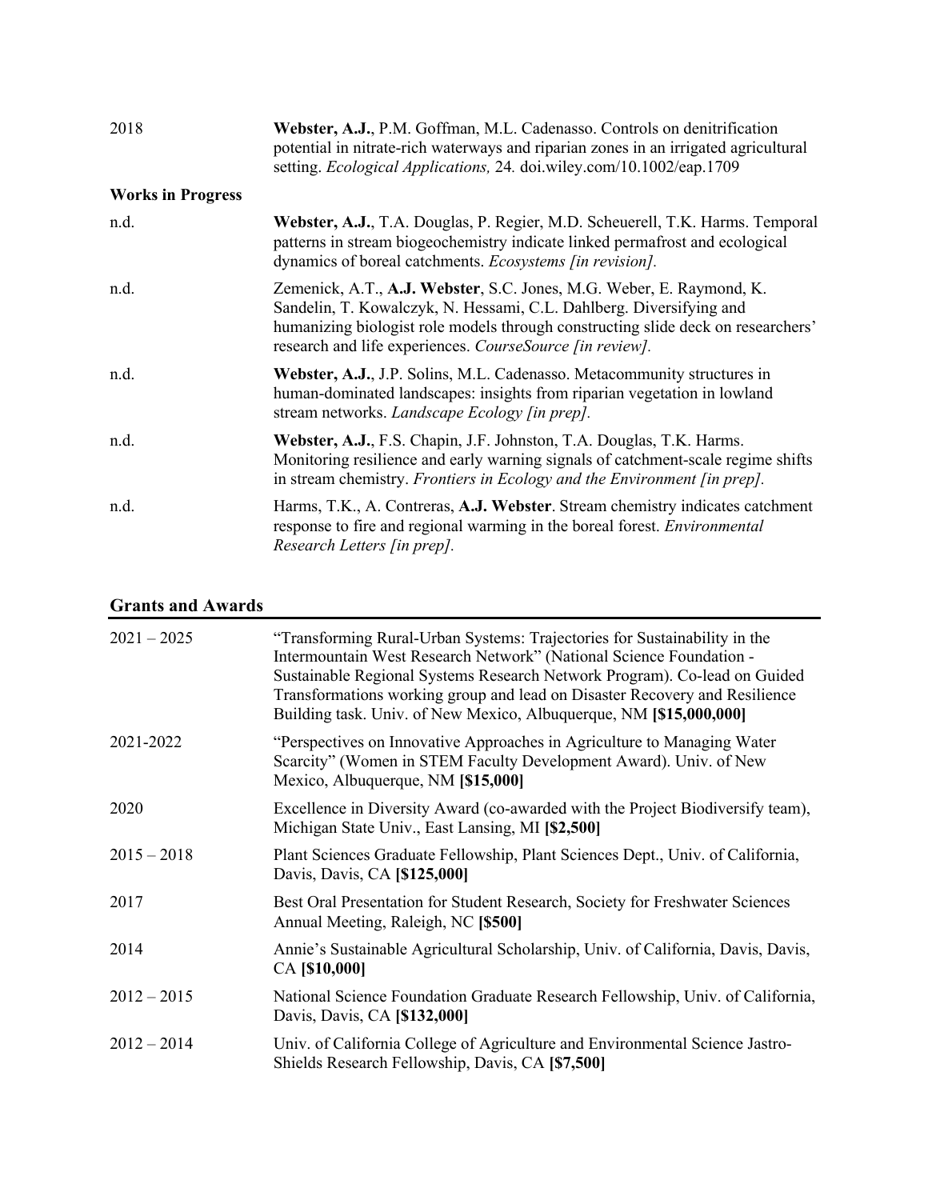2018 **Webster, A.J.**, P.M. Goffman, M.L. Cadenasso. Controls on denitrification potential in nitrate-rich waterways and riparian zones in an irrigated agricultural setting. *Ecological Applications,* 24*.* doi.wiley.com/10.1002/eap.1709

**Works in Progress**

n.d. **Webster, A.J.**, T.A. Douglas, P. Regier, M.D. Scheuerell, T.K. Harms. Temporal patterns in stream biogeochemistry indicate linked permafrost and ecological dynamics of boreal catchments. *Ecosystems [in revision].*

n.d. Zemenick, A.T., **A.J. Webster**, S.C. Jones, M.G. Weber, E. Raymond, K. Sandelin, T. Kowalczyk, N. Hessami, C.L. Dahlberg. Diversifying and humanizing biologist role models through constructing slide deck on researchers' research and life experiences. *CourseSource [in review].*

n.d. **Webster, A.J.**, J.P. Solins, M.L. Cadenasso. Metacommunity structures in human-dominated landscapes: insights from riparian vegetation in lowland stream networks. *Landscape Ecology [in prep].*

n.d. **Webster, A.J.**, F.S. Chapin, J.F. Johnston, T.A. Douglas, T.K. Harms. Monitoring resilience and early warning signals of catchment-scale regime shifts in stream chemistry. *Frontiers in Ecology and the Environment [in prep].*

n.d. Harms, T.K., A. Contreras, **A.J. Webster**. Stream chemistry indicates catchment response to fire and regional warming in the boreal forest. *Environmental Research Letters [in prep].*

## Grants and Awards

2021 – 2025 "Transforming Rural-Urban Systems: Trajectories for Sustainability in the Intermountain West Research Network" (National Science Foundation - Sustainable Regional Systems Research Network Program). Co-lead on Guided Transformations working group and lead on Disaster Recovery and Resilience Building task. Univ. of New Mexico, Albuquerque, NM **[$15,000,000]**

2021-2022 "Perspectives on Innovative Approaches in Agriculture to Managing Water Scarcity" (Women in STEM Faculty Development Award). Univ. of New Mexico, Albuquerque, NM **[$15,000]**

2020 Excellence in Diversity Award (co-awarded with the Project Biodiversify team), Michigan State Univ., East Lansing, MI **[$2,500]**

2015 – 2018 Plant Sciences Graduate Fellowship, Plant Sciences Dept., Univ. of California, Davis, Davis, CA **[$125,000]**

2017 Best Oral Presentation for Student Research, Society for Freshwater Sciences Annual Meeting, Raleigh, NC **[$500]**

2014 Annie's Sustainable Agricultural Scholarship, Univ. of California, Davis, Davis, CA **[$10,000]**

2012 – 2015 National Science Foundation Graduate Research Fellowship, Univ. of California, Davis, Davis, CA **[$132,000]**

2012 – 2014 Univ. of California College of Agriculture and Environmental Science Jastro-Shields Research Fellowship, Davis, CA **[$7,500]**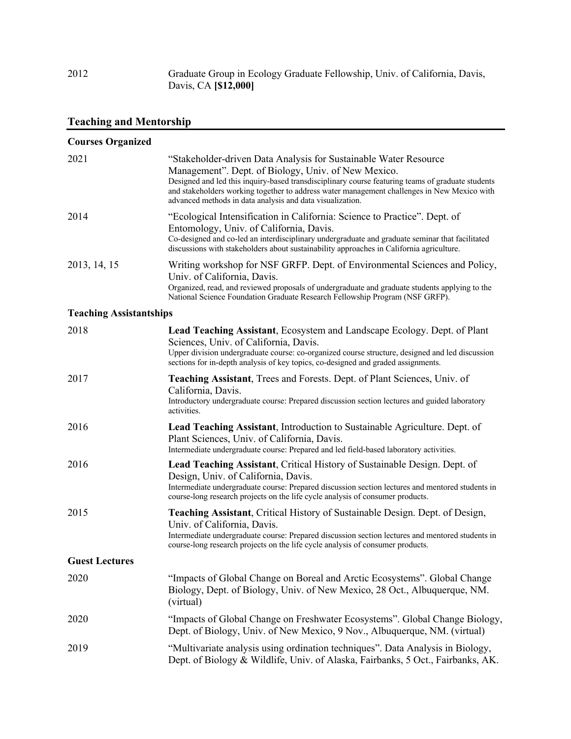2012 Graduate Group in Ecology Graduate Fellowship, Univ. of California, Davis, Davis, CA **[$12,000]**

## Teaching and Mentorship

### Courses Organized

2021 "Stakeholder-driven Data Analysis for Sustainable Water Resource Management". Dept. of Biology, Univ. of New Mexico.
Designed and led this inquiry-based transdisciplinary course featuring teams of graduate students and stakeholders working together to address water management challenges in New Mexico with advanced methods in data analysis and data visualization.

2014 "Ecological Intensification in California: Science to Practice". Dept. of Entomology, Univ. of California, Davis.
Co-designed and co-led an interdisciplinary undergraduate and graduate seminar that facilitated discussions with stakeholders about sustainability approaches in California agriculture.

2013, 14, 15 Writing workshop for NSF GRFP. Dept. of Environmental Sciences and Policy, Univ. of California, Davis.
Organized, read, and reviewed proposals of undergraduate and graduate students applying to the National Science Foundation Graduate Research Fellowship Program (NSF GRFP).

### Teaching Assistantships

2018 **Lead Teaching Assistant**, Ecosystem and Landscape Ecology. Dept. of Plant Sciences, Univ. of California, Davis.
Upper division undergraduate course: co-organized course structure, designed and led discussion sections for in-depth analysis of key topics, co-designed and graded assignments.

2017 **Teaching Assistant**, Trees and Forests. Dept. of Plant Sciences, Univ. of California, Davis.
Introductory undergraduate course: Prepared discussion section lectures and guided laboratory activities.

2016 **Lead Teaching Assistant**, Introduction to Sustainable Agriculture. Dept. of Plant Sciences, Univ. of California, Davis.
Intermediate undergraduate course: Prepared and led field-based laboratory activities.

2016 **Lead Teaching Assistant**, Critical History of Sustainable Design. Dept. of Design, Univ. of California, Davis.
Intermediate undergraduate course: Prepared discussion section lectures and mentored students in course-long research projects on the life cycle analysis of consumer products.

2015 **Teaching Assistant**, Critical History of Sustainable Design. Dept. of Design, Univ. of California, Davis.
Intermediate undergraduate course: Prepared discussion section lectures and mentored students in course-long research projects on the life cycle analysis of consumer products.

### Guest Lectures

2020 "Impacts of Global Change on Boreal and Arctic Ecosystems". Global Change Biology, Dept. of Biology, Univ. of New Mexico, 28 Oct., Albuquerque, NM. (virtual)

2020 "Impacts of Global Change on Freshwater Ecosystems". Global Change Biology, Dept. of Biology, Univ. of New Mexico, 9 Nov., Albuquerque, NM. (virtual)

2019 "Multivariate analysis using ordination techniques". Data Analysis in Biology, Dept. of Biology & Wildlife, Univ. of Alaska, Fairbanks, 5 Oct., Fairbanks, AK.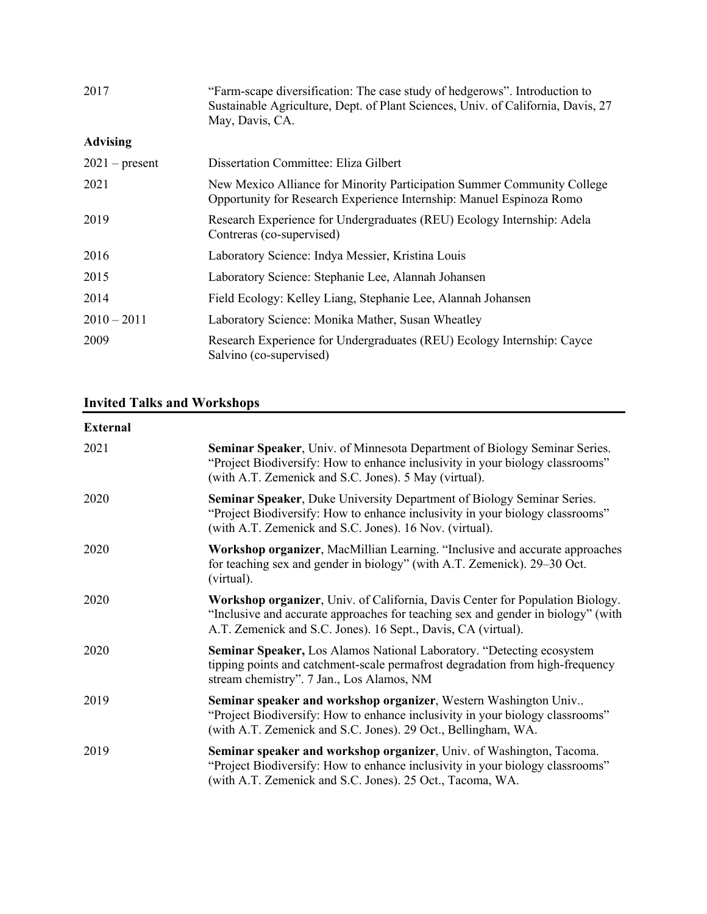2017 — "Farm-scape diversification: The case study of hedgerows". Introduction to Sustainable Agriculture, Dept. of Plant Sciences, Univ. of California, Davis, 27 May, Davis, CA.

**Advising**

| | |
|---|---|
| 2021 – present | Dissertation Committee: Eliza Gilbert |
| 2021 | New Mexico Alliance for Minority Participation Summer Community College Opportunity for Research Experience Internship: Manuel Espinoza Romo |
| 2019 | Research Experience for Undergraduates (REU) Ecology Internship: Adela Contreras (co-supervised) |
| 2016 | Laboratory Science: Indya Messier, Kristina Louis |
| 2015 | Laboratory Science: Stephanie Lee, Alannah Johansen |
| 2014 | Field Ecology: Kelley Liang, Stephanie Lee, Alannah Johansen |
| 2010 – 2011 | Laboratory Science: Monika Mather, Susan Wheatley |
| 2009 | Research Experience for Undergraduates (REU) Ecology Internship: Cayce Salvino (co-supervised) |

## Invited Talks and Workshops

**External**

| | |
|---|---|
| 2021 | **Seminar Speaker**, Univ. of Minnesota Department of Biology Seminar Series. "Project Biodiversify: How to enhance inclusivity in your biology classrooms" (with A.T. Zemenick and S.C. Jones). 5 May (virtual). |
| 2020 | **Seminar Speaker**, Duke University Department of Biology Seminar Series. "Project Biodiversify: How to enhance inclusivity in your biology classrooms" (with A.T. Zemenick and S.C. Jones). 16 Nov. (virtual). |
| 2020 | **Workshop organizer**, MacMillian Learning. "Inclusive and accurate approaches for teaching sex and gender in biology" (with A.T. Zemenick). 29–30 Oct. (virtual). |
| 2020 | **Workshop organizer**, Univ. of California, Davis Center for Population Biology. "Inclusive and accurate approaches for teaching sex and gender in biology" (with A.T. Zemenick and S.C. Jones). 16 Sept., Davis, CA (virtual). |
| 2020 | **Seminar Speaker,** Los Alamos National Laboratory. "Detecting ecosystem tipping points and catchment-scale permafrost degradation from high-frequency stream chemistry". 7 Jan., Los Alamos, NM |
| 2019 | **Seminar speaker and workshop organizer**, Western Washington Univ.. "Project Biodiversify: How to enhance inclusivity in your biology classrooms" (with A.T. Zemenick and S.C. Jones). 29 Oct., Bellingham, WA. |
| 2019 | **Seminar speaker and workshop organizer**, Univ. of Washington, Tacoma. "Project Biodiversify: How to enhance inclusivity in your biology classrooms" (with A.T. Zemenick and S.C. Jones). 25 Oct., Tacoma, WA. |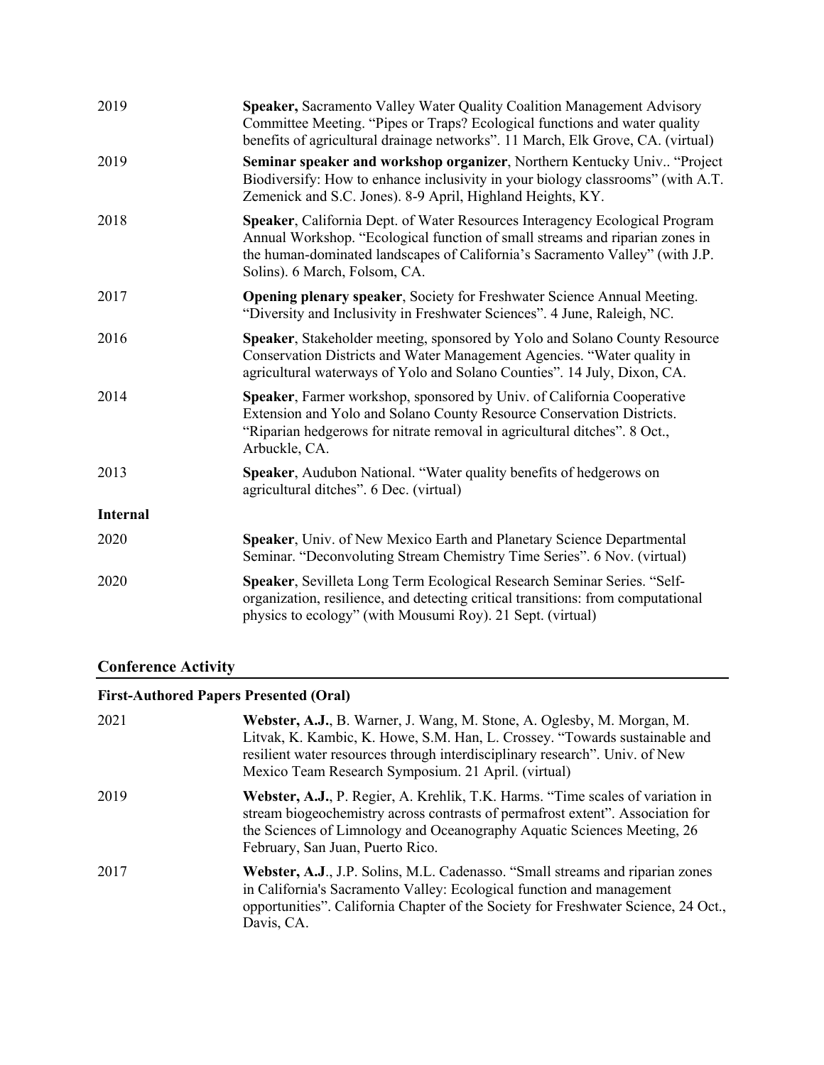2019 **Speaker,** Sacramento Valley Water Quality Coalition Management Advisory Committee Meeting. "Pipes or Traps? Ecological functions and water quality benefits of agricultural drainage networks". 11 March, Elk Grove, CA. (virtual)

2019 **Seminar speaker and workshop organizer**, Northern Kentucky Univ.. "Project Biodiversify: How to enhance inclusivity in your biology classrooms" (with A.T. Zemenick and S.C. Jones). 8-9 April, Highland Heights, KY.

2018 **Speaker**, California Dept. of Water Resources Interagency Ecological Program Annual Workshop. "Ecological function of small streams and riparian zones in the human-dominated landscapes of California's Sacramento Valley" (with J.P. Solins). 6 March, Folsom, CA.

2017 **Opening plenary speaker**, Society for Freshwater Science Annual Meeting. "Diversity and Inclusivity in Freshwater Sciences". 4 June, Raleigh, NC.

2016 **Speaker**, Stakeholder meeting, sponsored by Yolo and Solano County Resource Conservation Districts and Water Management Agencies. "Water quality in agricultural waterways of Yolo and Solano Counties". 14 July, Dixon, CA.

2014 **Speaker**, Farmer workshop, sponsored by Univ. of California Cooperative Extension and Yolo and Solano County Resource Conservation Districts. "Riparian hedgerows for nitrate removal in agricultural ditches". 8 Oct., Arbuckle, CA.

2013 **Speaker**, Audubon National. "Water quality benefits of hedgerows on agricultural ditches". 6 Dec. (virtual)

**Internal**

2020 **Speaker**, Univ. of New Mexico Earth and Planetary Science Departmental Seminar. "Deconvoluting Stream Chemistry Time Series". 6 Nov. (virtual)

2020 **Speaker**, Sevilleta Long Term Ecological Research Seminar Series. "Self-organization, resilience, and detecting critical transitions: from computational physics to ecology" (with Mousumi Roy). 21 Sept. (virtual)

## Conference Activity

### First-Authored Papers Presented (Oral)

2021 **Webster, A.J.**, B. Warner, J. Wang, M. Stone, A. Oglesby, M. Morgan, M. Litvak, K. Kambic, K. Howe, S.M. Han, L. Crossey. "Towards sustainable and resilient water resources through interdisciplinary research". Univ. of New Mexico Team Research Symposium. 21 April. (virtual)

2019 **Webster, A.J.**, P. Regier, A. Krehlik, T.K. Harms. "Time scales of variation in stream biogeochemistry across contrasts of permafrost extent". Association for the Sciences of Limnology and Oceanography Aquatic Sciences Meeting, 26 February, San Juan, Puerto Rico.

2017 **Webster, A.J**., J.P. Solins, M.L. Cadenasso. "Small streams and riparian zones in California's Sacramento Valley: Ecological function and management opportunities". California Chapter of the Society for Freshwater Science, 24 Oct., Davis, CA.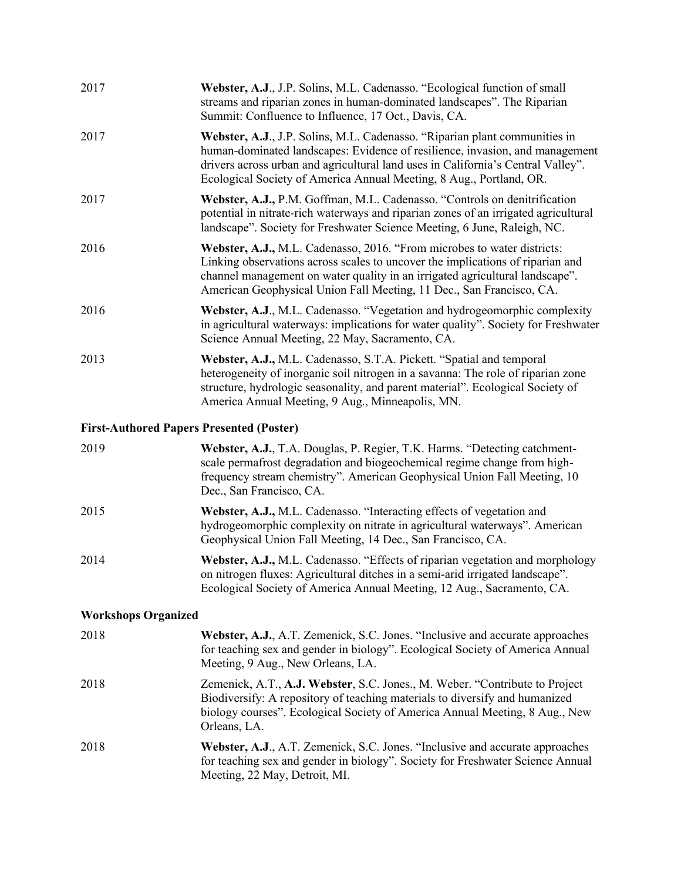2017 **Webster, A.J**., J.P. Solins, M.L. Cadenasso. "Ecological function of small streams and riparian zones in human-dominated landscapes". The Riparian Summit: Confluence to Influence, 17 Oct., Davis, CA.

2017 **Webster, A.J**., J.P. Solins, M.L. Cadenasso. "Riparian plant communities in human-dominated landscapes: Evidence of resilience, invasion, and management drivers across urban and agricultural land uses in California's Central Valley". Ecological Society of America Annual Meeting, 8 Aug., Portland, OR.

2017 **Webster, A.J.,** P.M. Goffman, M.L. Cadenasso. "Controls on denitrification potential in nitrate-rich waterways and riparian zones of an irrigated agricultural landscape". Society for Freshwater Science Meeting, 6 June, Raleigh, NC.

2016 **Webster, A.J.,** M.L. Cadenasso, 2016. "From microbes to water districts: Linking observations across scales to uncover the implications of riparian and channel management on water quality in an irrigated agricultural landscape". American Geophysical Union Fall Meeting, 11 Dec., San Francisco, CA.

2016 **Webster, A.J**., M.L. Cadenasso. "Vegetation and hydrogeomorphic complexity in agricultural waterways: implications for water quality". Society for Freshwater Science Annual Meeting, 22 May, Sacramento, CA.

2013 **Webster, A.J.,** M.L. Cadenasso, S.T.A. Pickett. "Spatial and temporal heterogeneity of inorganic soil nitrogen in a savanna: The role of riparian zone structure, hydrologic seasonality, and parent material". Ecological Society of America Annual Meeting, 9 Aug., Minneapolis, MN.

### First-Authored Papers Presented (Poster)

2019 **Webster, A.J.**, T.A. Douglas, P. Regier, T.K. Harms. "Detecting catchment-scale permafrost degradation and biogeochemical regime change from high-frequency stream chemistry". American Geophysical Union Fall Meeting, 10 Dec., San Francisco, CA.

2015 **Webster, A.J.,** M.L. Cadenasso. "Interacting effects of vegetation and hydrogeomorphic complexity on nitrate in agricultural waterways". American Geophysical Union Fall Meeting, 14 Dec., San Francisco, CA.

2014 **Webster, A.J.,** M.L. Cadenasso. "Effects of riparian vegetation and morphology on nitrogen fluxes: Agricultural ditches in a semi-arid irrigated landscape". Ecological Society of America Annual Meeting, 12 Aug., Sacramento, CA.

### Workshops Organized

2018 **Webster, A.J**., A.T. Zemenick, S.C. Jones. "Inclusive and accurate approaches for teaching sex and gender in biology". Ecological Society of America Annual Meeting, 9 Aug., New Orleans, LA.

2018 Zemenick, A.T., **A.J. Webster**, S.C. Jones., M. Weber. "Contribute to Project Biodiversify: A repository of teaching materials to diversify and humanized biology courses". Ecological Society of America Annual Meeting, 8 Aug., New Orleans, LA.

2018 **Webster, A.J**., A.T. Zemenick, S.C. Jones. "Inclusive and accurate approaches for teaching sex and gender in biology". Society for Freshwater Science Annual Meeting, 22 May, Detroit, MI.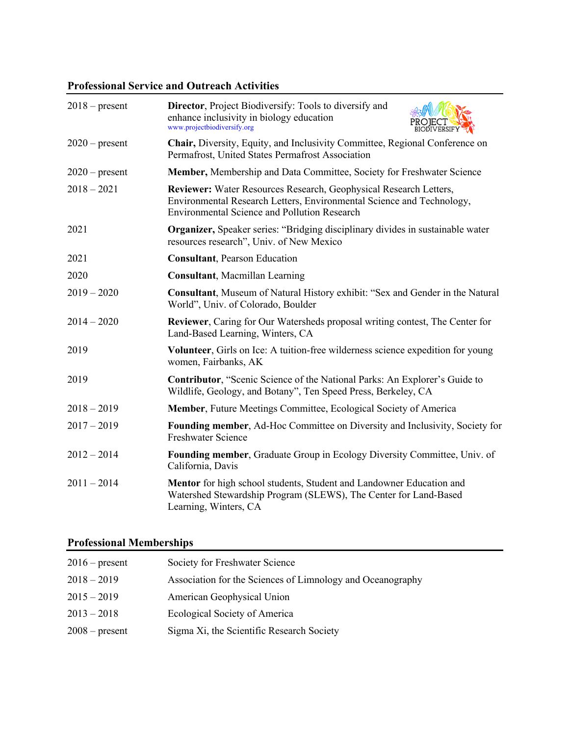## Professional Service and Outreach Activities

| | |
|---|---|
| 2018 – present | **Director**, Project Biodiversify: Tools to diversify and enhance inclusivity in biology education www.projectbiodiversify.org |
| 2020 – present | **Chair,** Diversity, Equity, and Inclusivity Committee, Regional Conference on Permafrost, United States Permafrost Association |
| 2020 – present | **Member,** Membership and Data Committee, Society for Freshwater Science |
| 2018 – 2021 | **Reviewer:** Water Resources Research, Geophysical Research Letters, Environmental Research Letters, Environmental Science and Technology, Environmental Science and Pollution Research |
| 2021 | **Organizer,** Speaker series: "Bridging disciplinary divides in sustainable water resources research", Univ. of New Mexico |
| 2021 | **Consultant**, Pearson Education |
| 2020 | **Consultant**, Macmillan Learning |
| 2019 – 2020 | **Consultant**, Museum of Natural History exhibit: "Sex and Gender in the Natural World", Univ. of Colorado, Boulder |
| 2014 – 2020 | **Reviewer**, Caring for Our Watersheds proposal writing contest, The Center for Land-Based Learning, Winters, CA |
| 2019 | **Volunteer**, Girls on Ice: A tuition-free wilderness science expedition for young women, Fairbanks, AK |
| 2019 | **Contributor**, "Scenic Science of the National Parks: An Explorer's Guide to Wildlife, Geology, and Botany", Ten Speed Press, Berkeley, CA |
| 2018 – 2019 | **Member**, Future Meetings Committee, Ecological Society of America |
| 2017 – 2019 | **Founding member**, Ad-Hoc Committee on Diversity and Inclusivity, Society for Freshwater Science |
| 2012 – 2014 | **Founding member**, Graduate Group in Ecology Diversity Committee, Univ. of California, Davis |
| 2011 – 2014 | **Mentor** for high school students, Student and Landowner Education and Watershed Stewardship Program (SLEWS), The Center for Land-Based Learning, Winters, CA |

## Professional Memberships

| | |
|---|---|
| 2016 – present | Society for Freshwater Science |
| 2018 – 2019 | Association for the Sciences of Limnology and Oceanography |
| 2015 – 2019 | American Geophysical Union |
| 2013 – 2018 | Ecological Society of America |
| 2008 – present | Sigma Xi, the Scientific Research Society |